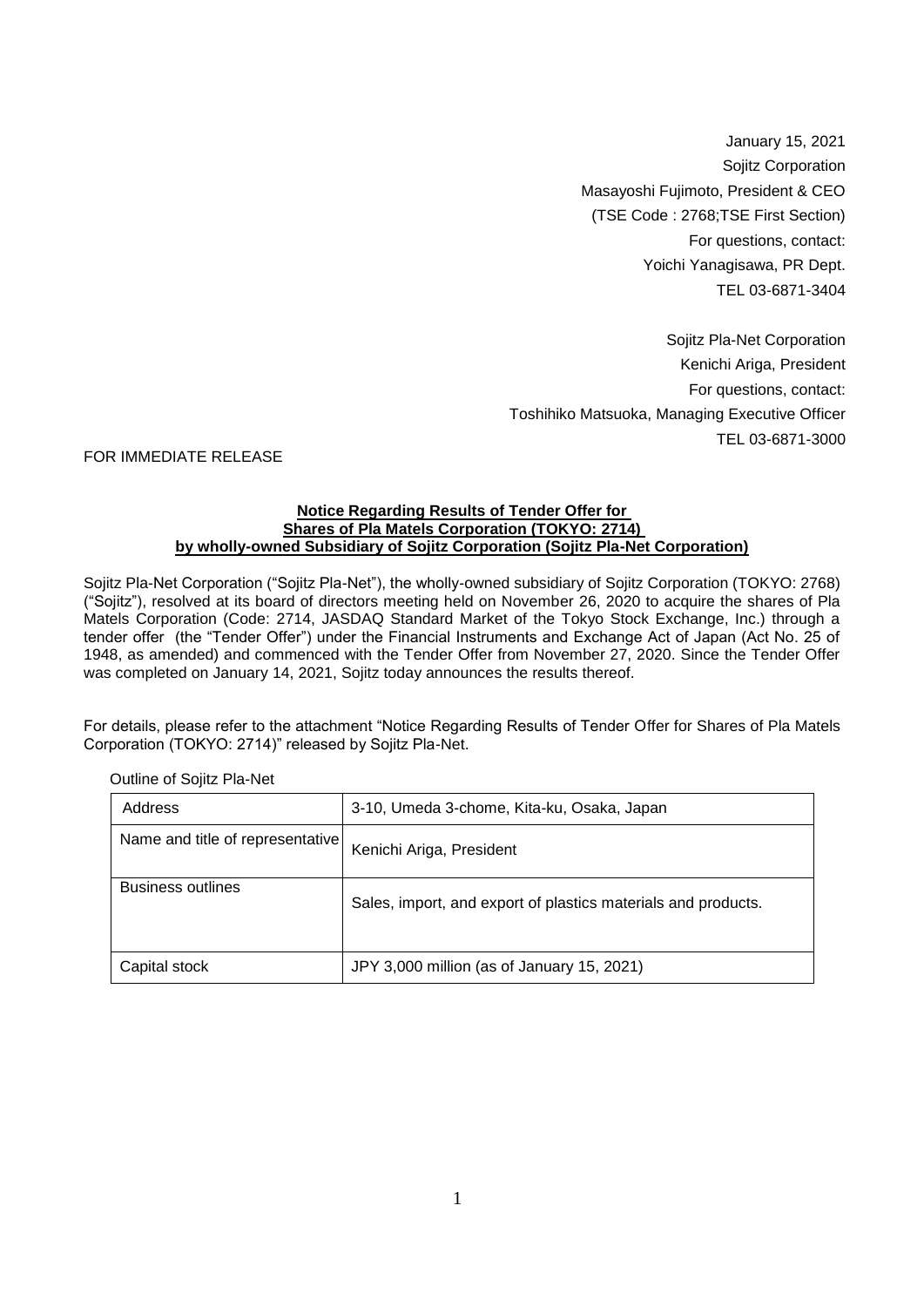January 15, 2021
Sojitz Corporation
Masayoshi Fujimoto, President & CEO
(TSE Code : 2768;TSE First Section)
For questions, contact:
Yoichi Yanagisawa, PR Dept.
TEL 03-6871-3404

Sojitz Pla-Net Corporation
Kenichi Ariga, President
For questions, contact:
Toshihiko Matsuoka, Managing Executive Officer
TEL 03-6871-3000

FOR IMMEDIATE RELEASE

**Notice Regarding Results of Tender Offer for Shares of Pla Matels Corporation (TOKYO: 2714) by wholly-owned Subsidiary of Sojitz Corporation (Sojitz Pla-Net Corporation)**

Sojitz Pla-Net Corporation ("Sojitz Pla-Net"), the wholly-owned subsidiary of Sojitz Corporation (TOKYO: 2768) ("Sojitz"), resolved at its board of directors meeting held on November 26, 2020 to acquire the shares of Pla Matels Corporation (Code: 2714, JASDAQ Standard Market of the Tokyo Stock Exchange, Inc.) through a tender offer (the "Tender Offer") under the Financial Instruments and Exchange Act of Japan (Act No. 25 of 1948, as amended) and commenced with the Tender Offer from November 27, 2020. Since the Tender Offer was completed on January 14, 2021, Sojitz today announces the results thereof.

For details, please refer to the attachment "Notice Regarding Results of Tender Offer for Shares of Pla Matels Corporation (TOKYO: 2714)" released by Sojitz Pla-Net.

Outline of Sojitz Pla-Net

| Address | 3-10, Umeda 3-chome, Kita-ku, Osaka, Japan |
|---|---|
| Name and title of representative | Kenichi Ariga, President |
| Business outlines | Sales, import, and export of plastics materials and products. |
| Capital stock | JPY 3,000 million (as of January 15, 2021) |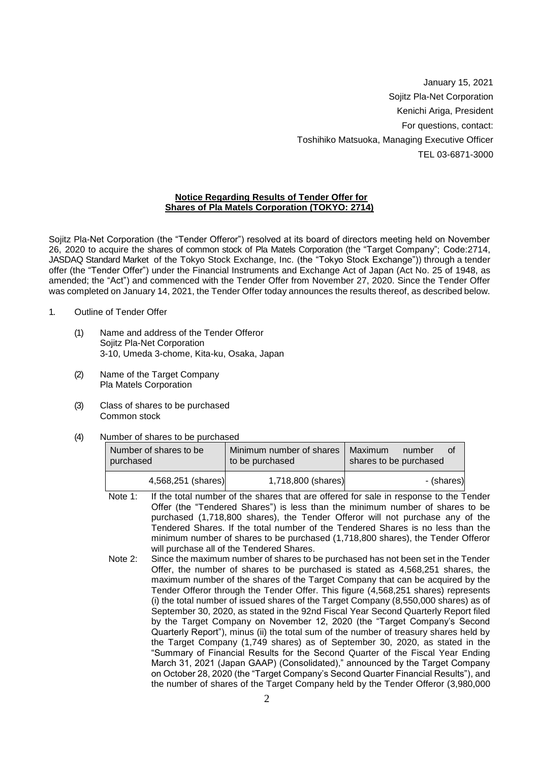January 15, 2021
Sojitz Pla-Net Corporation
Kenichi Ariga, President
For questions, contact:
Toshihiko Matsuoka, Managing Executive Officer
TEL 03-6871-3000

**Notice Regarding Results of Tender Offer for Shares of Pla Matels Corporation (TOKYO: 2714)**

Sojitz Pla-Net Corporation (the "Tender Offeror") resolved at its board of directors meeting held on November 26, 2020 to acquire the shares of common stock of Pla Matels Corporation (the "Target Company"; Code:2714, JASDAQ Standard Market of the Tokyo Stock Exchange, Inc. (the "Tokyo Stock Exchange")) through a tender offer (the "Tender Offer") under the Financial Instruments and Exchange Act of Japan (Act No. 25 of 1948, as amended; the "Act") and commenced with the Tender Offer from November 27, 2020. Since the Tender Offer was completed on January 14, 2021, the Tender Offer today announces the results thereof, as described below.

1. Outline of Tender Offer

   (1) Name and address of the Tender Offeror
   Sojitz Pla-Net Corporation
   3-10, Umeda 3-chome, Kita-ku, Osaka, Japan

   (2) Name of the Target Company
   Pla Matels Corporation

   (3) Class of shares to be purchased
   Common stock

   (4) Number of shares to be purchased

| Number of shares to be purchased | Minimum number of shares to be purchased | Maximum number of shares to be purchased |
|---|---|---|
| 4,568,251 (shares) | 1,718,800 (shares) | - (shares) |

Note 1: If the total number of the shares that are offered for sale in response to the Tender Offer (the "Tendered Shares") is less than the minimum number of shares to be purchased (1,718,800 shares), the Tender Offeror will not purchase any of the Tendered Shares. If the total number of the Tendered Shares is no less than the minimum number of shares to be purchased (1,718,800 shares), the Tender Offeror will purchase all of the Tendered Shares.

Note 2: Since the maximum number of shares to be purchased has not been set in the Tender Offer, the number of shares to be purchased is stated as 4,568,251 shares, the maximum number of the shares of the Target Company that can be acquired by the Tender Offeror through the Tender Offer. This figure (4,568,251 shares) represents (i) the total number of issued shares of the Target Company (8,550,000 shares) as of September 30, 2020, as stated in the 92nd Fiscal Year Second Quarterly Report filed by the Target Company on November 12, 2020 (the "Target Company's Second Quarterly Report"), minus (ii) the total sum of the number of treasury shares held by the Target Company (1,749 shares) as of September 30, 2020, as stated in the "Summary of Financial Results for the Second Quarter of the Fiscal Year Ending March 31, 2021 (Japan GAAP) (Consolidated)," announced by the Target Company on October 28, 2020 (the "Target Company's Second Quarter Financial Results"), and the number of shares of the Target Company held by the Tender Offeror (3,980,000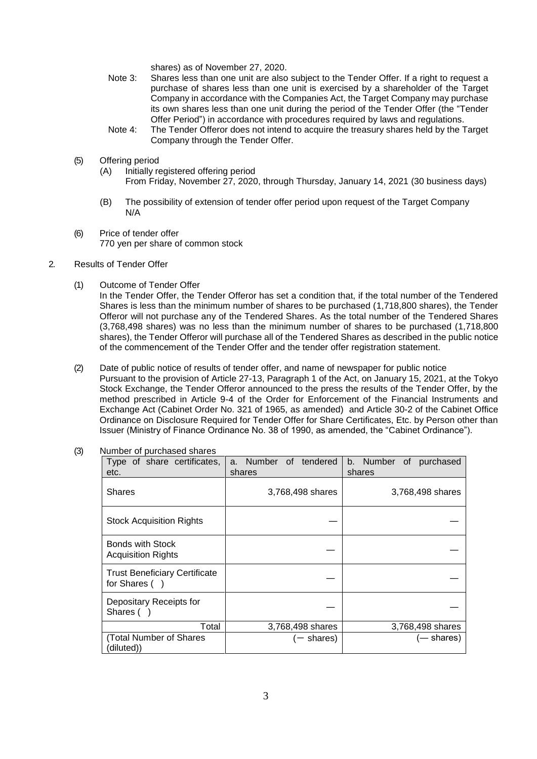shares) as of November 27, 2020.

Note 3: Shares less than one unit are also subject to the Tender Offer. If a right to request a purchase of shares less than one unit is exercised by a shareholder of the Target Company in accordance with the Companies Act, the Target Company may purchase its own shares less than one unit during the period of the Tender Offer (the "Tender Offer Period") in accordance with procedures required by laws and regulations.

Note 4: The Tender Offeror does not intend to acquire the treasury shares held by the Target Company through the Tender Offer.

(5) Offering period

(A) Initially registered offering period
From Friday, November 27, 2020, through Thursday, January 14, 2021 (30 business days)

(B) The possibility of extension of tender offer period upon request of the Target Company
N/A

(6) Price of tender offer
770 yen per share of common stock

2. Results of Tender Offer

(1) Outcome of Tender Offer
In the Tender Offer, the Tender Offeror has set a condition that, if the total number of the Tendered Shares is less than the minimum number of shares to be purchased (1,718,800 shares), the Tender Offeror will not purchase any of the Tendered Shares. As the total number of the Tendered Shares (3,768,498 shares) was no less than the minimum number of shares to be purchased (1,718,800 shares), the Tender Offeror will purchase all of the Tendered Shares as described in the public notice of the commencement of the Tender Offer and the tender offer registration statement.

(2) Date of public notice of results of tender offer, and name of newspaper for public notice
Pursuant to the provision of Article 27-13, Paragraph 1 of the Act, on January 15, 2021, at the Tokyo Stock Exchange, the Tender Offeror announced to the press the results of the Tender Offer, by the method prescribed in Article 9-4 of the Order for Enforcement of the Financial Instruments and Exchange Act (Cabinet Order No. 321 of 1965, as amended) and Article 30-2 of the Cabinet Office Ordinance on Disclosure Required for Tender Offer for Share Certificates, Etc. by Person other than Issuer (Ministry of Finance Ordinance No. 38 of 1990, as amended, the "Cabinet Ordinance").

(3) Number of purchased shares

| Type of share certificates, etc. | a. Number of tendered shares | b. Number of purchased shares |
|---|---|---|
| Shares | 3,768,498 shares | 3,768,498 shares |
| Stock Acquisition Rights | — | — |
| Bonds with Stock Acquisition Rights | — | — |
| Trust Beneficiary Certificate for Shares ( ) | — | — |
| Depositary Receipts for Shares ( ) | — | — |
| Total | 3,768,498 shares | 3,768,498 shares |
| (Total Number of Shares (diluted)) | (— shares) | (— shares) |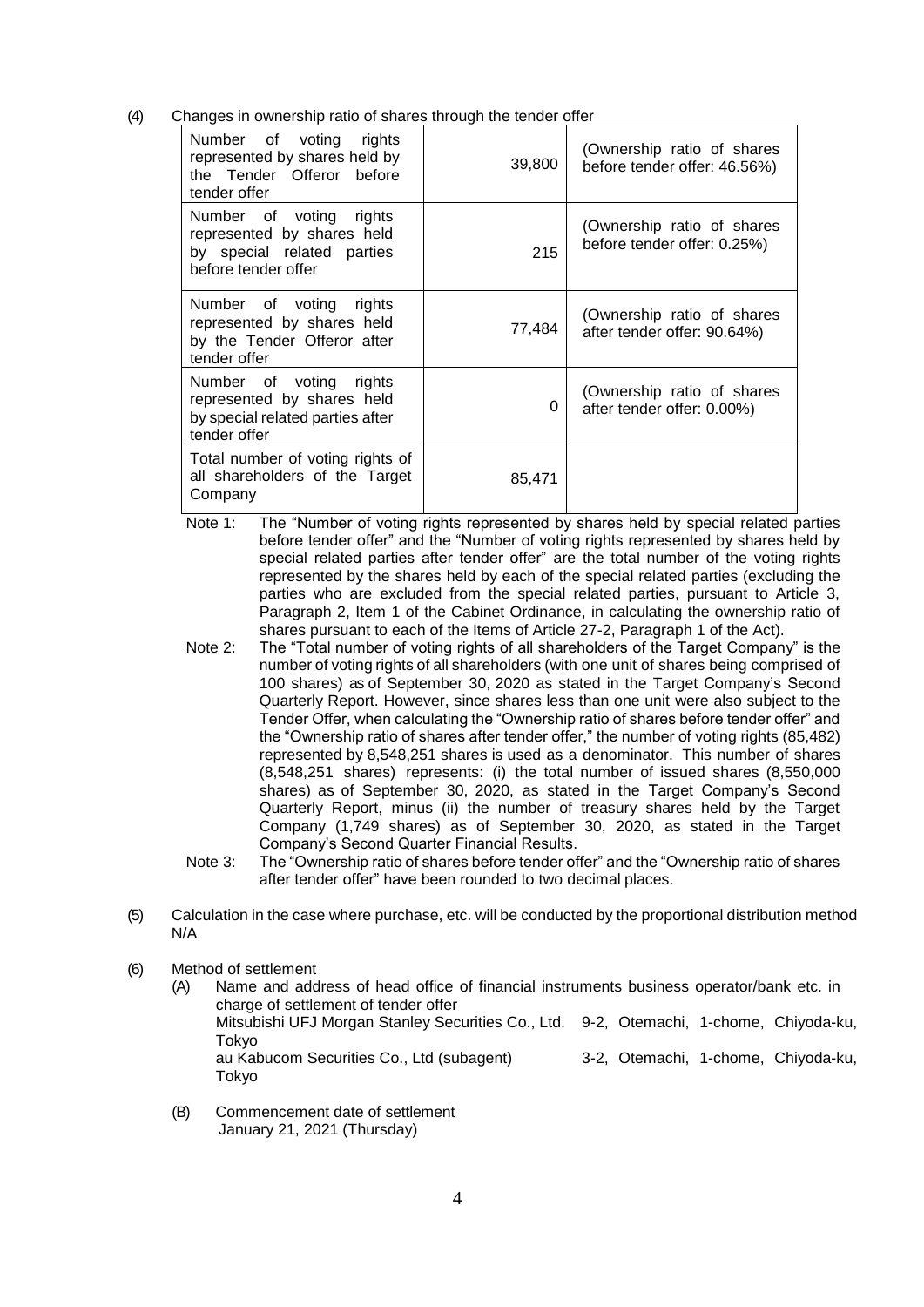(4) Changes in ownership ratio of shares through the tender offer

| | | |
|---|---|---|
| Number of voting rights represented by shares held by the Tender Offeror before tender offer | 39,800 | (Ownership ratio of shares before tender offer: 46.56%) |
| Number of voting rights represented by shares held by special related parties before tender offer | 215 | (Ownership ratio of shares before tender offer: 0.25%) |
| Number of voting rights represented by shares held by the Tender Offeror after tender offer | 77,484 | (Ownership ratio of shares after tender offer: 90.64%) |
| Number of voting rights represented by shares held by special related parties after tender offer | 0 | (Ownership ratio of shares after tender offer: 0.00%) |
| Total number of voting rights of all shareholders of the Target Company | 85,471 | |

Note 1: The "Number of voting rights represented by shares held by special related parties before tender offer" and the "Number of voting rights represented by shares held by special related parties after tender offer" are the total number of the voting rights represented by the shares held by each of the special related parties (excluding the parties who are excluded from the special related parties, pursuant to Article 3, Paragraph 2, Item 1 of the Cabinet Ordinance, in calculating the ownership ratio of shares pursuant to each of the Items of Article 27-2, Paragraph 1 of the Act).

Note 2: The "Total number of voting rights of all shareholders of the Target Company" is the number of voting rights of all shareholders (with one unit of shares being comprised of 100 shares) as of September 30, 2020 as stated in the Target Company's Second Quarterly Report. However, since shares less than one unit were also subject to the Tender Offer, when calculating the "Ownership ratio of shares before tender offer" and the "Ownership ratio of shares after tender offer," the number of voting rights (85,482) represented by 8,548,251 shares is used as a denominator. This number of shares (8,548,251 shares) represents: (i) the total number of issued shares (8,550,000 shares) as of September 30, 2020, as stated in the Target Company's Second Quarterly Report, minus (ii) the number of treasury shares held by the Target Company (1,749 shares) as of September 30, 2020, as stated in the Target Company's Second Quarter Financial Results.

Note 3: The "Ownership ratio of shares before tender offer" and the "Ownership ratio of shares after tender offer" have been rounded to two decimal places.

(5) Calculation in the case where purchase, etc. will be conducted by the proportional distribution method

N/A

(6) Method of settlement

(A) Name and address of head office of financial instruments business operator/bank etc. in charge of settlement of tender offer

Mitsubishi UFJ Morgan Stanley Securities Co., Ltd. 9-2, Otemachi, 1-chome, Chiyoda-ku, Tokyo

au Kabucom Securities Co., Ltd (subagent) 3-2, Otemachi, 1-chome, Chiyoda-ku, Tokyo

(B) Commencement date of settlement

January 21, 2021 (Thursday)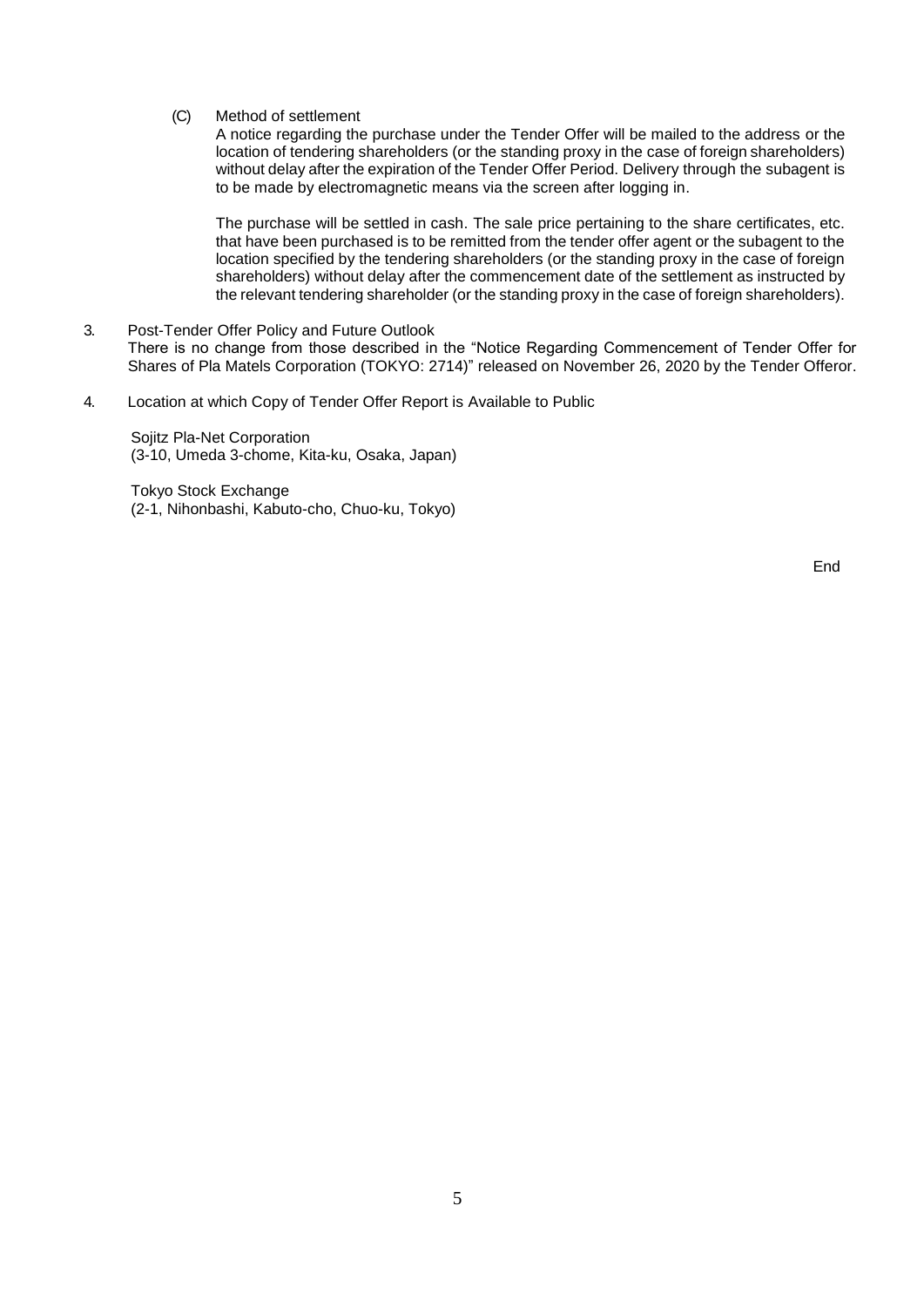(C) Method of settlement

A notice regarding the purchase under the Tender Offer will be mailed to the address or the location of tendering shareholders (or the standing proxy in the case of foreign shareholders) without delay after the expiration of the Tender Offer Period. Delivery through the subagent is to be made by electromagnetic means via the screen after logging in.

The purchase will be settled in cash. The sale price pertaining to the share certificates, etc. that have been purchased is to be remitted from the tender offer agent or the subagent to the location specified by the tendering shareholders (or the standing proxy in the case of foreign shareholders) without delay after the commencement date of the settlement as instructed by the relevant tendering shareholder (or the standing proxy in the case of foreign shareholders).

3. Post-Tender Offer Policy and Future Outlook

There is no change from those described in the "Notice Regarding Commencement of Tender Offer for Shares of Pla Matels Corporation (TOKYO: 2714)" released on November 26, 2020 by the Tender Offeror.

4. Location at which Copy of Tender Offer Report is Available to Public

Sojitz Pla-Net Corporation
(3-10, Umeda 3-chome, Kita-ku, Osaka, Japan)

Tokyo Stock Exchange
(2-1, Nihonbashi, Kabuto-cho, Chuo-ku, Tokyo)

End